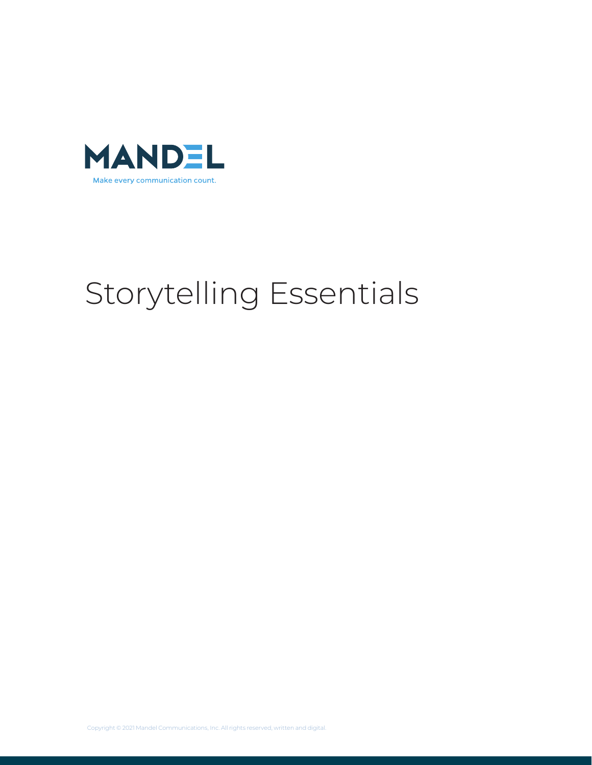MANDEL

Make every communication count.

# Storytelling Essentials

Copyright © 2021 Mandel Communications, Inc. All rights reserved, written and digital.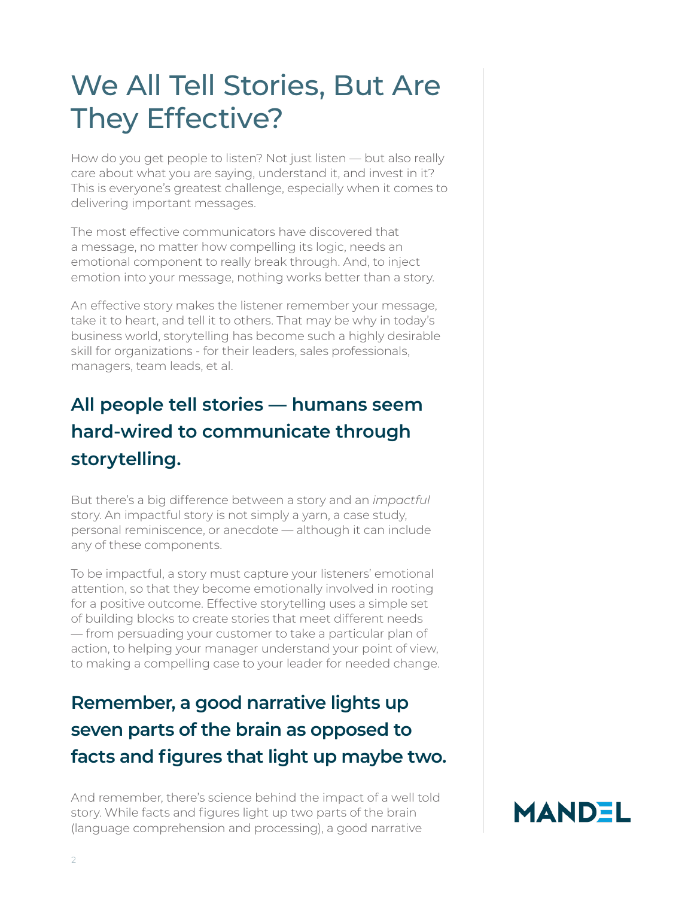# We All Tell Stories, But Are They Effective?

How do you get people to listen? Not just listen — but also really care about what you are saying, understand it, and invest in it? This is everyone's greatest challenge, especially when it comes to delivering important messages.

The most effective communicators have discovered that a message, no matter how compelling its logic, needs an emotional component to really break through. And, to inject emotion into your message, nothing works better than a story.

An effective story makes the listener remember your message, take it to heart, and tell it to others. That may be why in today's business world, storytelling has become such a highly desirable skill for organizations - for their leaders, sales professionals, managers, team leads, et al.

## All people tell stories — humans seem hard-wired to communicate through storytelling.

But there's a big difference between a story and an *impactful* story. An impactful story is not simply a yarn, a case study, personal reminiscence, or anecdote — although it can include any of these components.

To be impactful, a story must capture your listeners' emotional attention, so that they become emotionally involved in rooting for a positive outcome. Effective storytelling uses a simple set of building blocks to create stories that meet different needs — from persuading your customer to take a particular plan of action, to helping your manager understand your point of view, to making a compelling case to your leader for needed change.

## Remember, a good narrative lights up seven parts of the brain as opposed to facts and figures that light up maybe two.

And remember, there's science behind the impact of a well told story. While facts and figures light up two parts of the brain (language comprehension and processing), a good narrative

MANDEL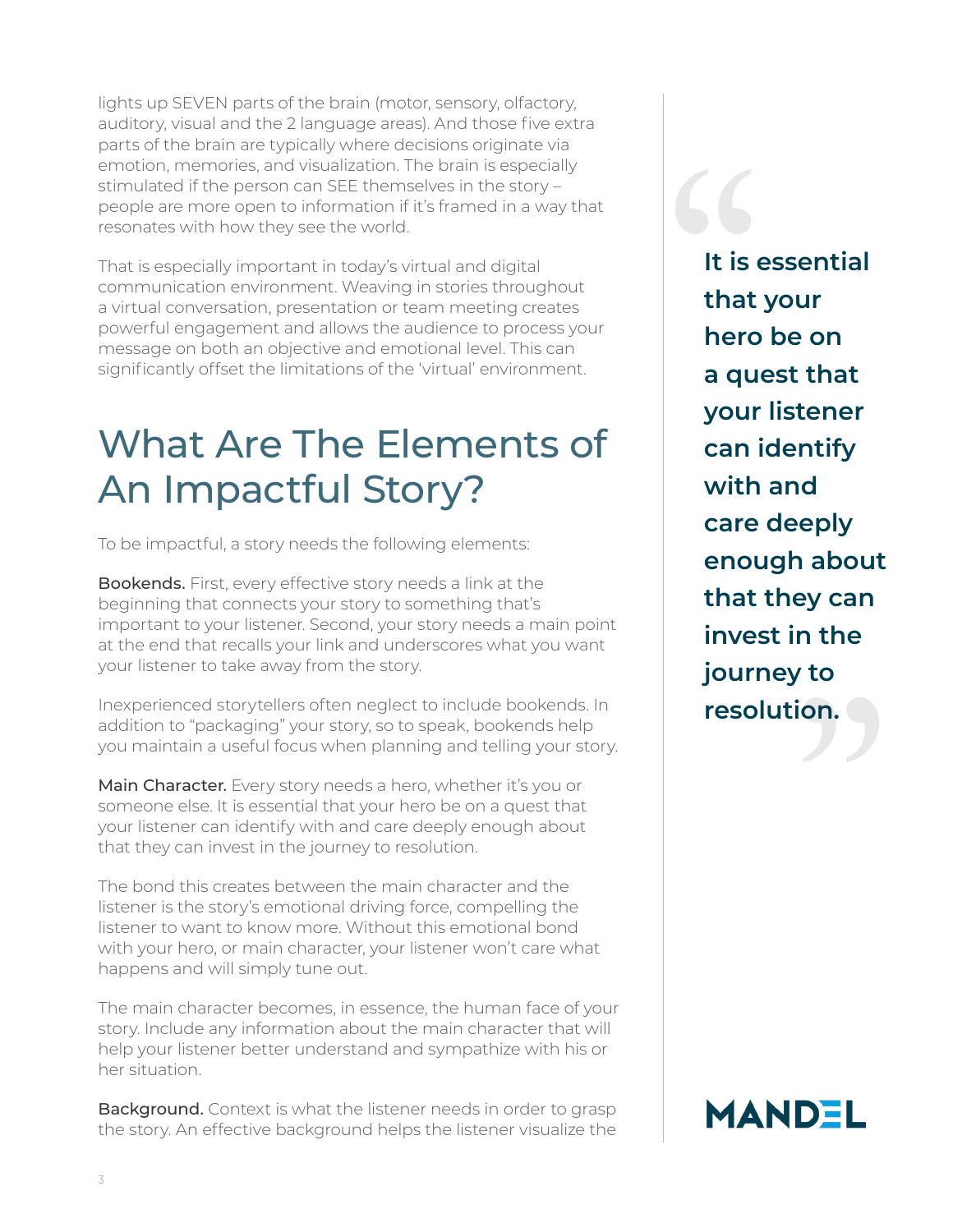lights up SEVEN parts of the brain (motor, sensory, olfactory, auditory, visual and the 2 language areas). And those five extra parts of the brain are typically where decisions originate via emotion, memories, and visualization. The brain is especially stimulated if the person can SEE themselves in the story – people are more open to information if it's framed in a way that resonates with how they see the world.

That is especially important in today's virtual and digital communication environment. Weaving in stories throughout a virtual conversation, presentation or team meeting creates powerful engagement and allows the audience to process your message on both an objective and emotional level. This can significantly offset the limitations of the 'virtual' environment.

## What Are The Elements of An Impactful Story?

To be impactful, a story needs the following elements:

**Bookends.** First, every effective story needs a link at the beginning that connects your story to something that's important to your listener. Second, your story needs a main point at the end that recalls your link and underscores what you want your listener to take away from the story.

Inexperienced storytellers often neglect to include bookends. In addition to "packaging" your story, so to speak, bookends help you maintain a useful focus when planning and telling your story.

**Main Character.** Every story needs a hero, whether it's you or someone else. It is essential that your hero be on a quest that your listener can identify with and care deeply enough about that they can invest in the journey to resolution.

The bond this creates between the main character and the listener is the story's emotional driving force, compelling the listener to want to know more. Without this emotional bond with your hero, or main character, your listener won't care what happens and will simply tune out.

The main character becomes, in essence, the human face of your story. Include any information about the main character that will help your listener better understand and sympathize with his or her situation.

**Background.** Context is what the listener needs in order to grasp the story. An effective background helps the listener visualize the

> **"It is essential that your hero be on a quest that your listener can identify with and care deeply enough about that they can invest in the journey to resolution."**

MANDEL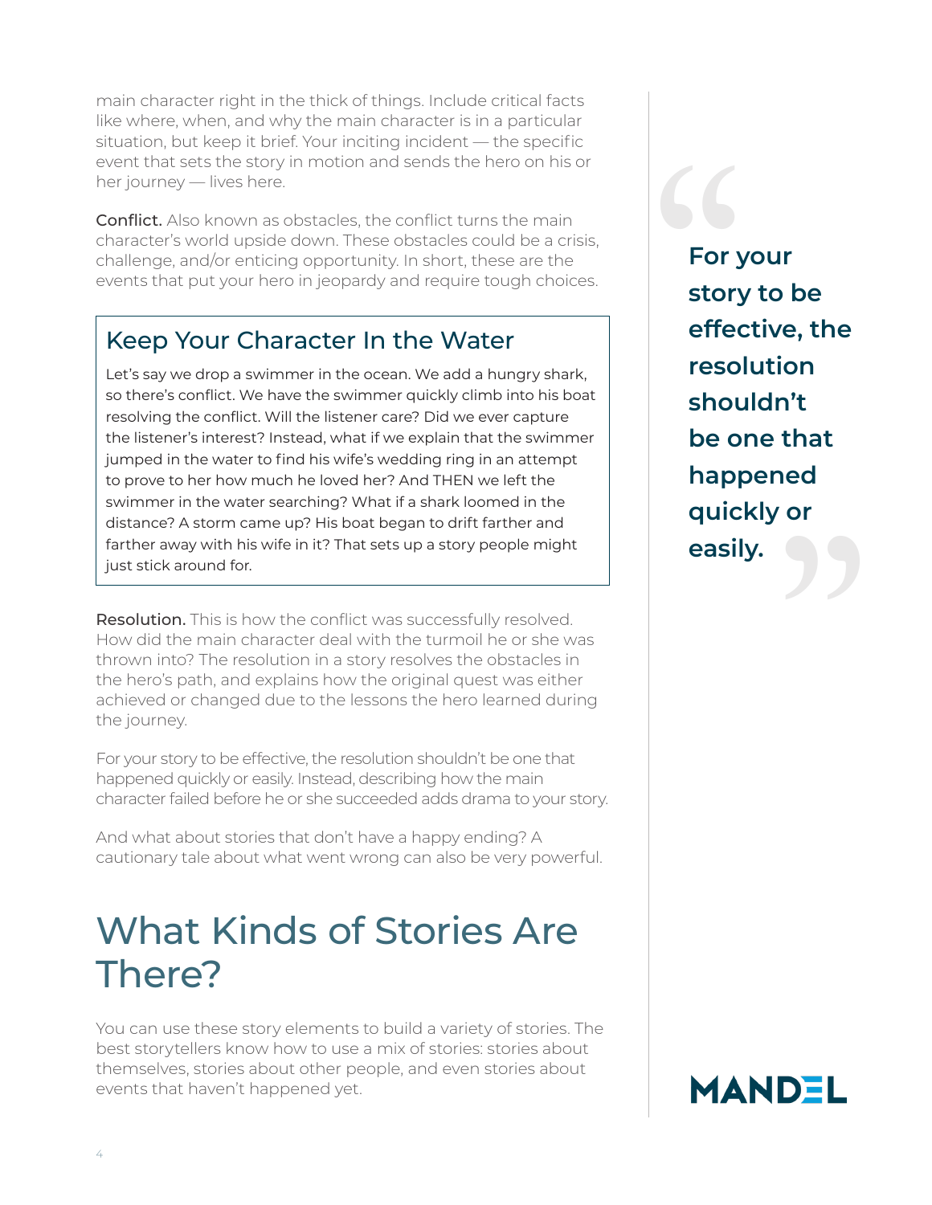main character right in the thick of things. Include critical facts like where, when, and why the main character is in a particular situation, but keep it brief. Your inciting incident — the specific event that sets the story in motion and sends the hero on his or her journey — lives here.

**Conflict.** Also known as obstacles, the conflict turns the main character's world upside down. These obstacles could be a crisis, challenge, and/or enticing opportunity. In short, these are the events that put your hero in jeopardy and require tough choices.

### Keep Your Character In the Water

Let's say we drop a swimmer in the ocean. We add a hungry shark, so there's conflict. We have the swimmer quickly climb into his boat resolving the conflict. Will the listener care? Did we ever capture the listener's interest? Instead, what if we explain that the swimmer jumped in the water to find his wife's wedding ring in an attempt to prove to her how much he loved her? And THEN we left the swimmer in the water searching? What if a shark loomed in the distance? A storm came up? His boat began to drift farther and farther away with his wife in it? That sets up a story people might just stick around for.

**Resolution.** This is how the conflict was successfully resolved. How did the main character deal with the turmoil he or she was thrown into? The resolution in a story resolves the obstacles in the hero's path, and explains how the original quest was either achieved or changed due to the lessons the hero learned during the journey.

For your story to be effective, the resolution shouldn't be one that happened quickly or easily. Instead, describing how the main character failed before he or she succeeded adds drama to your story.

And what about stories that don't have a happy ending? A cautionary tale about what went wrong can also be very powerful.

> **For your story to be effective, the resolution shouldn't be one that happened quickly or easily.**

# What Kinds of Stories Are There?

You can use these story elements to build a variety of stories. The best storytellers know how to use a mix of stories: stories about themselves, stories about other people, and even stories about events that haven't happened yet.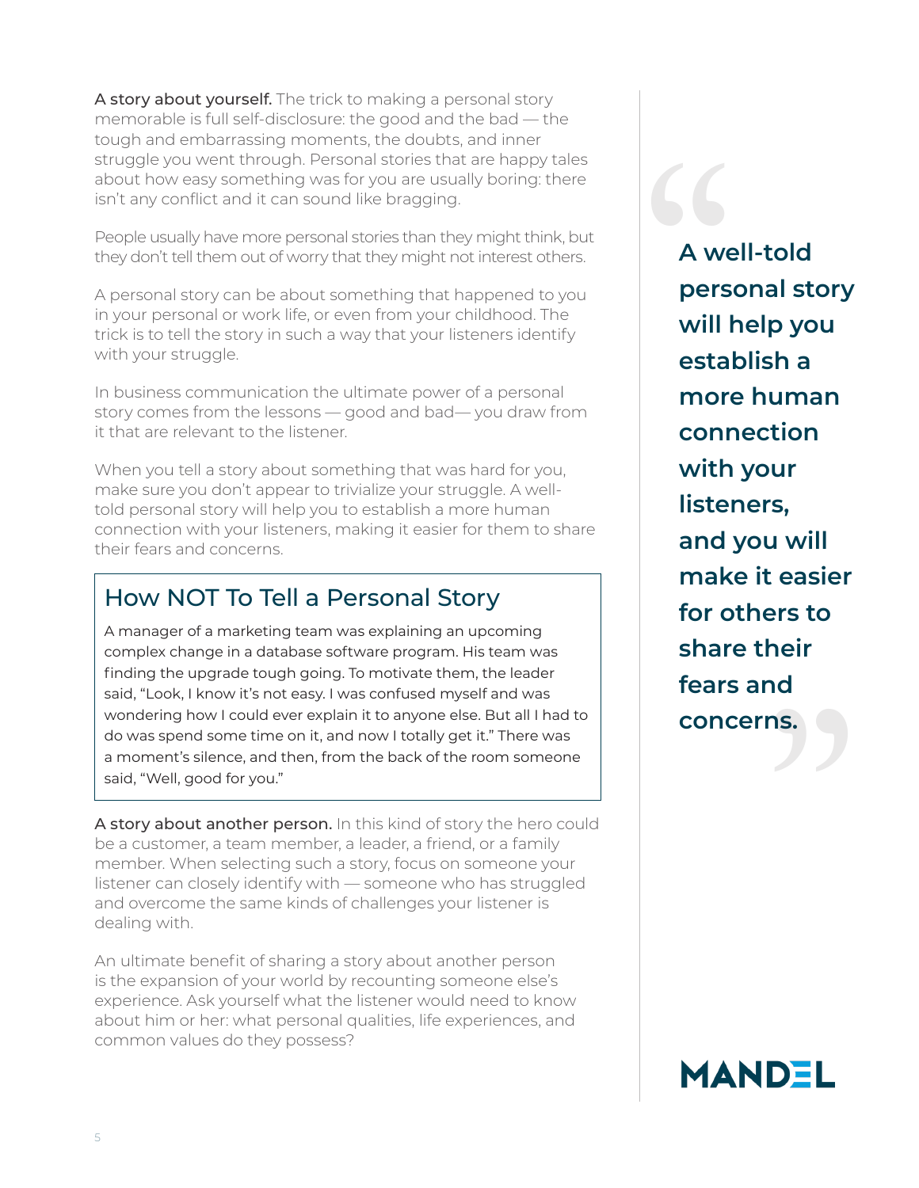**A story about yourself.** The trick to making a personal story memorable is full self-disclosure: the good and the bad — the tough and embarrassing moments, the doubts, and inner struggle you went through. Personal stories that are happy tales about how easy something was for you are usually boring: there isn't any conflict and it can sound like bragging.

People usually have more personal stories than they might think, but they don't tell them out of worry that they might not interest others.

A personal story can be about something that happened to you in your personal or work life, or even from your childhood. The trick is to tell the story in such a way that your listeners identify with your struggle.

In business communication the ultimate power of a personal story comes from the lessons — good and bad— you draw from it that are relevant to the listener.

When you tell a story about something that was hard for you, make sure you don't appear to trivialize your struggle. A well-told personal story will help you to establish a more human connection with your listeners, making it easier for them to share their fears and concerns.

## How NOT To Tell a Personal Story

A manager of a marketing team was explaining an upcoming complex change in a database software program. His team was finding the upgrade tough going. To motivate them, the leader said, "Look, I know it's not easy. I was confused myself and was wondering how I could ever explain it to anyone else. But all I had to do was spend some time on it, and now I totally get it." There was a moment's silence, and then, from the back of the room someone said, "Well, good for you."

**A story about another person.** In this kind of story the hero could be a customer, a team member, a leader, a friend, or a family member. When selecting such a story, focus on someone your listener can closely identify with — someone who has struggled and overcome the same kinds of challenges your listener is dealing with.

An ultimate benefit of sharing a story about another person is the expansion of your world by recounting someone else's experience. Ask yourself what the listener would need to know about him or her: what personal qualities, life experiences, and common values do they possess?

> **"A well-told personal story will help you establish a more human connection with your listeners, and you will make it easier for others to share their fears and concerns."**

MANDEL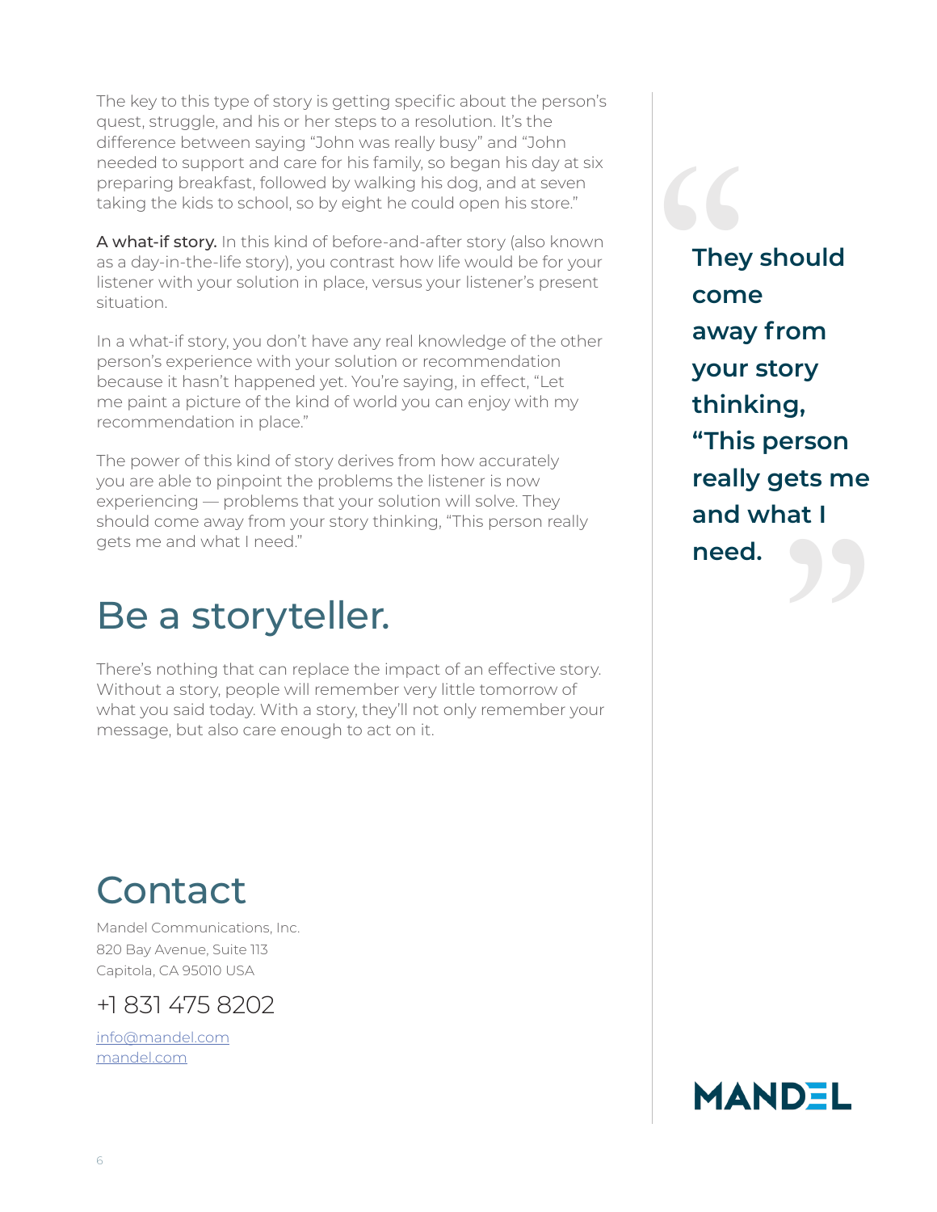The key to this type of story is getting specific about the person's quest, struggle, and his or her steps to a resolution. It's the difference between saying "John was really busy" and "John needed to support and care for his family, so began his day at six preparing breakfast, followed by walking his dog, and at seven taking the kids to school, so by eight he could open his store."

**A what-if story.** In this kind of before-and-after story (also known as a day-in-the-life story), you contrast how life would be for your listener with your solution in place, versus your listener's present situation.

In a what-if story, you don't have any real knowledge of the other person's experience with your solution or recommendation because it hasn't happened yet. You're saying, in effect, "Let me paint a picture of the kind of world you can enjoy with my recommendation in place."

The power of this kind of story derives from how accurately you are able to pinpoint the problems the listener is now experiencing — problems that your solution will solve. They should come away from your story thinking, "This person really gets me and what I need."

> **They should come away from your story thinking, "This person really gets me and what I need.**

## Be a storyteller.

There's nothing that can replace the impact of an effective story. Without a story, people will remember very little tomorrow of what you said today. With a story, they'll not only remember your message, but also care enough to act on it.

## Contact

Mandel Communications, Inc.
820 Bay Avenue, Suite 113
Capitola, CA 95010 USA

+1 831 475 8202

info@mandel.com
mandel.com

MANDEL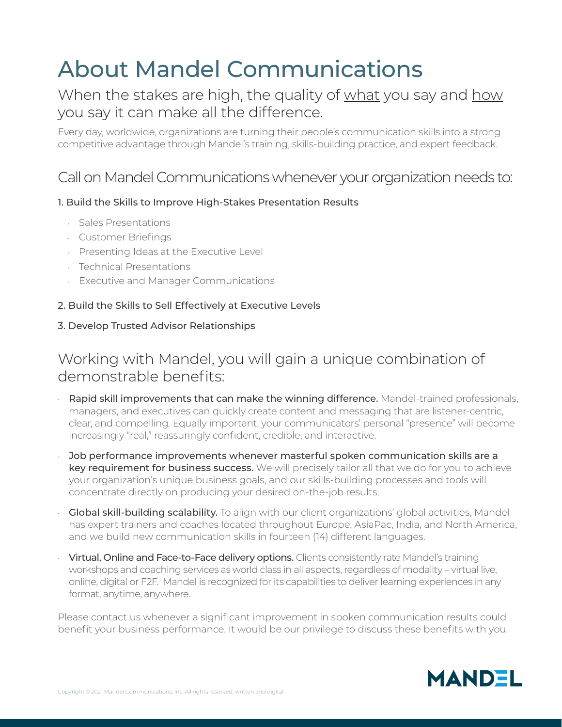# About Mandel Communications

## When the stakes are high, the quality of what you say and how you say it can make all the difference.

Every day, worldwide, organizations are turning their people's communication skills into a strong competitive advantage through Mandel's training, skills-building practice, and expert feedback.

## Call on Mandel Communications whenever your organization needs to:

1. Build the Skills to Improve High-Stakes Presentation Results
   - Sales Presentations
   - Customer Briefings
   - Presenting Ideas at the Executive Level
   - Technical Presentations
   - Executive and Manager Communications
2. Build the Skills to Sell Effectively at Executive Levels
3. Develop Trusted Advisor Relationships

## Working with Mandel, you will gain a unique combination of demonstrable benefits:

- **Rapid skill improvements that can make the winning difference.** Mandel-trained professionals, managers, and executives can quickly create content and messaging that are listener-centric, clear, and compelling. Equally important, your communicators' personal "presence" will become increasingly "real," reassuringly confident, credible, and interactive.
- **Job performance improvements whenever masterful spoken communication skills are a key requirement for business success.** We will precisely tailor all that we do for you to achieve your organization's unique business goals, and our skills-building processes and tools will concentrate directly on producing your desired on-the-job results.
- **Global skill-building scalability.** To align with our client organizations' global activities, Mandel has expert trainers and coaches located throughout Europe, AsiaPac, India, and North America, and we build new communication skills in fourteen (14) different languages.
- **Virtual, Online and Face-to-Face delivery options.** Clients consistently rate Mandel's training workshops and coaching services as world class in all aspects, regardless of modality – virtual live, online, digital or F2F. Mandel is recognized for its capabilities to deliver learning experiences in any format, anytime, anywhere.

Please contact us whenever a significant improvement in spoken communication results could benefit your business performance. It would be our privilege to discuss these benefits with you.

MANDEL

Copyright © 2021 Mandel Communications, Inc. All rights reserved, written and digital.